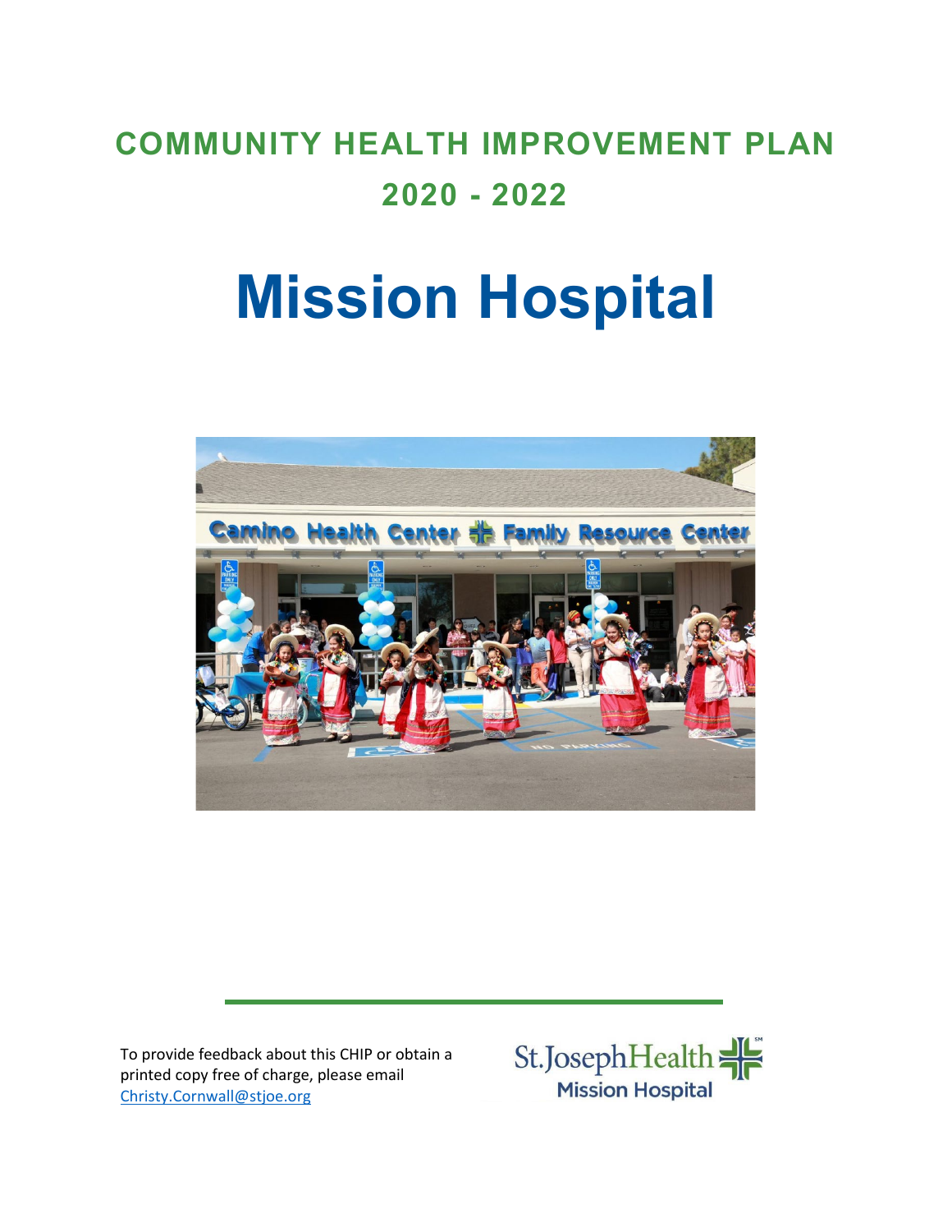# COMMUNITY HEALTH IMPROVEMENT PLAN

# 2020 - 2022

# Mission Hospital

To provide feedback about this CHIP or obtain a printed copy free of charge, please email Christy.Cornwall@stjoe.org

St.JosephHealth
Mission Hospital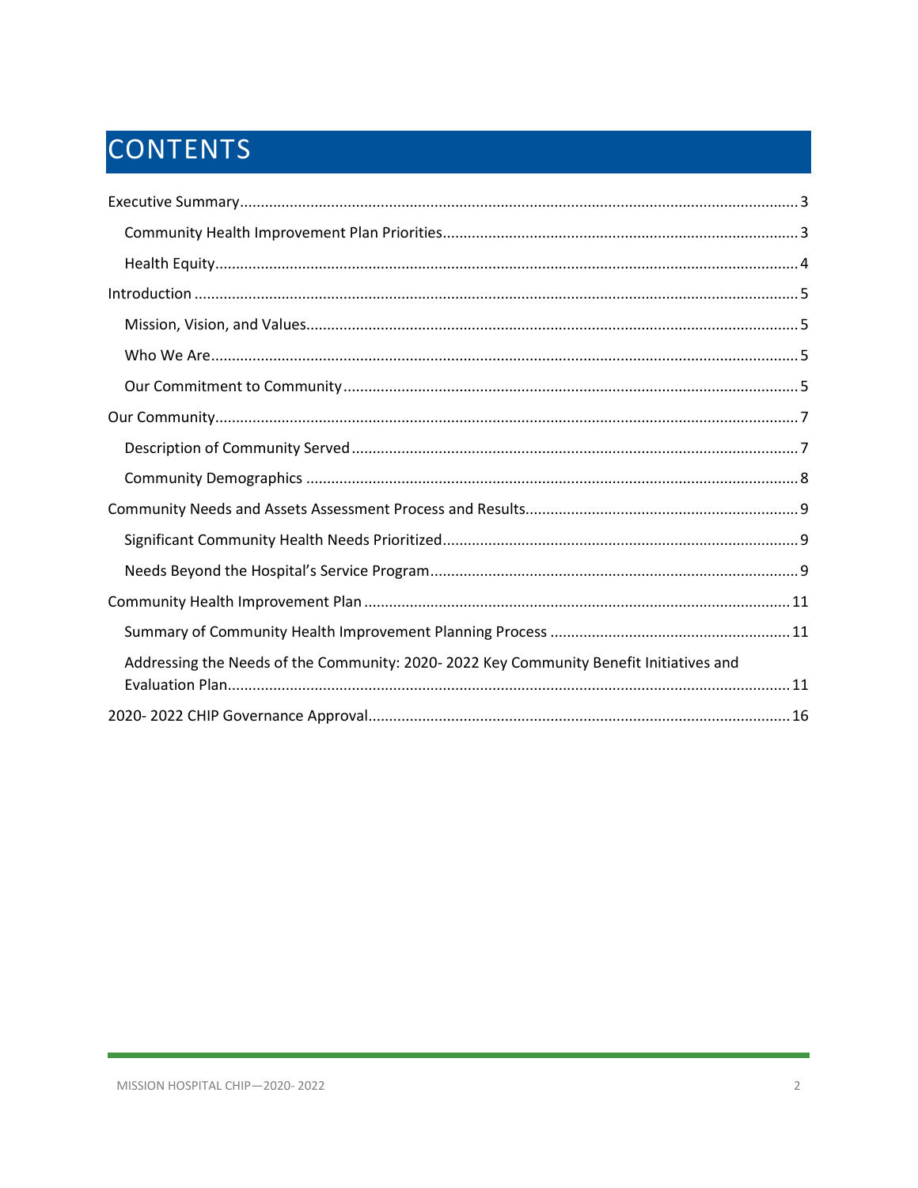# CONTENTS

Executive Summary .......... 3

- Community Health Improvement Plan Priorities .......... 3
- Health Equity .......... 4

Introduction .......... 5

- Mission, Vision, and Values .......... 5
- Who We Are .......... 5
- Our Commitment to Community .......... 5

Our Community .......... 7

- Description of Community Served .......... 7
- Community Demographics .......... 8

Community Needs and Assets Assessment Process and Results .......... 9

- Significant Community Health Needs Prioritized .......... 9
- Needs Beyond the Hospital's Service Program .......... 9

Community Health Improvement Plan .......... 11

- Summary of Community Health Improvement Planning Process .......... 11
- Addressing the Needs of the Community: 2020- 2022 Key Community Benefit Initiatives and Evaluation Plan .......... 11

2020- 2022 CHIP Governance Approval .......... 16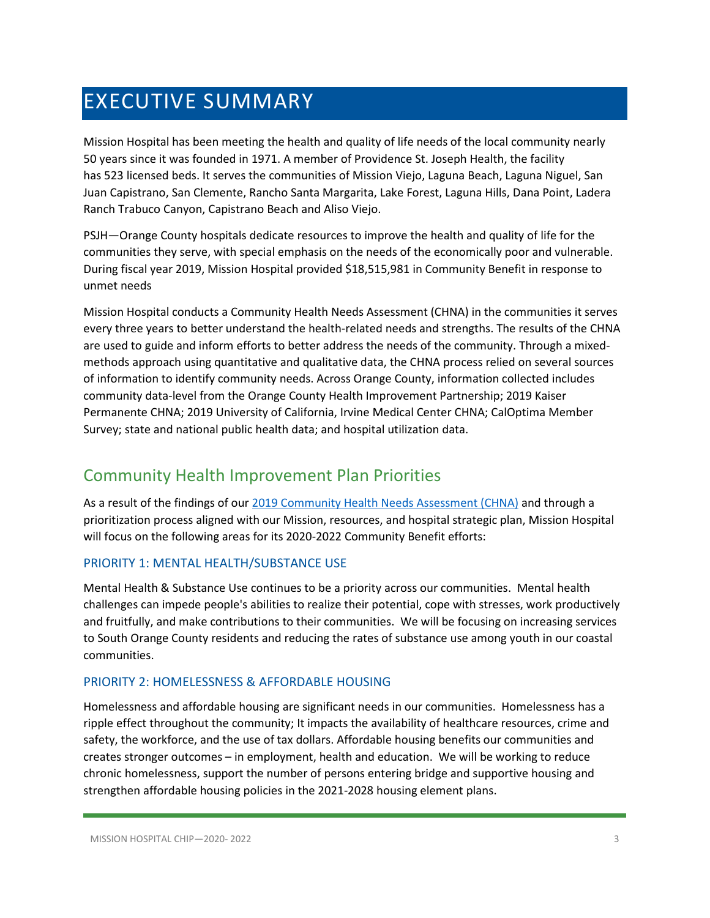# EXECUTIVE SUMMARY

Mission Hospital has been meeting the health and quality of life needs of the local community nearly 50 years since it was founded in 1971. A member of Providence St. Joseph Health, the facility has 523 licensed beds. It serves the communities of Mission Viejo, Laguna Beach, Laguna Niguel, San Juan Capistrano, San Clemente, Rancho Santa Margarita, Lake Forest, Laguna Hills, Dana Point, Ladera Ranch Trabuco Canyon, Capistrano Beach and Aliso Viejo.

PSJH—Orange County hospitals dedicate resources to improve the health and quality of life for the communities they serve, with special emphasis on the needs of the economically poor and vulnerable. During fiscal year 2019, Mission Hospital provided $18,515,981 in Community Benefit in response to unmet needs

Mission Hospital conducts a Community Health Needs Assessment (CHNA) in the communities it serves every three years to better understand the health-related needs and strengths. The results of the CHNA are used to guide and inform efforts to better address the needs of the community. Through a mixed-methods approach using quantitative and qualitative data, the CHNA process relied on several sources of information to identify community needs. Across Orange County, information collected includes community data-level from the Orange County Health Improvement Partnership; 2019 Kaiser Permanente CHNA; 2019 University of California, Irvine Medical Center CHNA; CalOptima Member Survey; state and national public health data; and hospital utilization data.

## Community Health Improvement Plan Priorities

As a result of the findings of our 2019 Community Health Needs Assessment (CHNA) and through a prioritization process aligned with our Mission, resources, and hospital strategic plan, Mission Hospital will focus on the following areas for its 2020-2022 Community Benefit efforts:

### PRIORITY 1: MENTAL HEALTH/SUBSTANCE USE

Mental Health & Substance Use continues to be a priority across our communities. Mental health challenges can impede people's abilities to realize their potential, cope with stresses, work productively and fruitfully, and make contributions to their communities. We will be focusing on increasing services to South Orange County residents and reducing the rates of substance use among youth in our coastal communities.

### PRIORITY 2: HOMELESSNESS & AFFORDABLE HOUSING

Homelessness and affordable housing are significant needs in our communities. Homelessness has a ripple effect throughout the community; It impacts the availability of healthcare resources, crime and safety, the workforce, and the use of tax dollars. Affordable housing benefits our communities and creates stronger outcomes – in employment, health and education. We will be working to reduce chronic homelessness, support the number of persons entering bridge and supportive housing and strengthen affordable housing policies in the 2021-2028 housing element plans.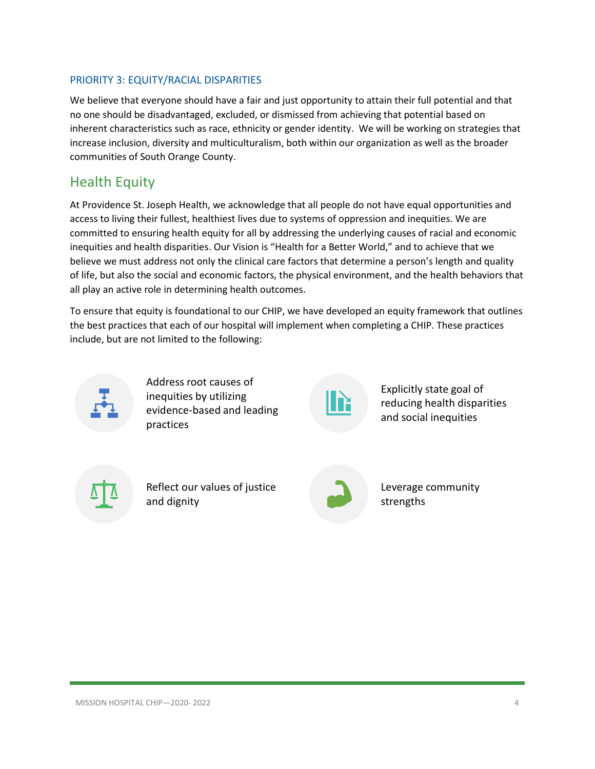### PRIORITY 3: EQUITY/RACIAL DISPARITIES

We believe that everyone should have a fair and just opportunity to attain their full potential and that no one should be disadvantaged, excluded, or dismissed from achieving that potential based on inherent characteristics such as race, ethnicity or gender identity. We will be working on strategies that increase inclusion, diversity and multiculturalism, both within our organization as well as the broader communities of South Orange County.

## Health Equity

At Providence St. Joseph Health, we acknowledge that all people do not have equal opportunities and access to living their fullest, healthiest lives due to systems of oppression and inequities. We are committed to ensuring health equity for all by addressing the underlying causes of racial and economic inequities and health disparities. Our Vision is "Health for a Better World," and to achieve that we believe we must address not only the clinical care factors that determine a person's length and quality of life, but also the social and economic factors, the physical environment, and the health behaviors that all play an active role in determining health outcomes.

To ensure that equity is foundational to our CHIP, we have developed an equity framework that outlines the best practices that each of our hospital will implement when completing a CHIP. These practices include, but are not limited to the following:

- Address root causes of inequities by utilizing evidence-based and leading practices
- Explicitly state goal of reducing health disparities and social inequities
- Reflect our values of justice and dignity
- Leverage community strengths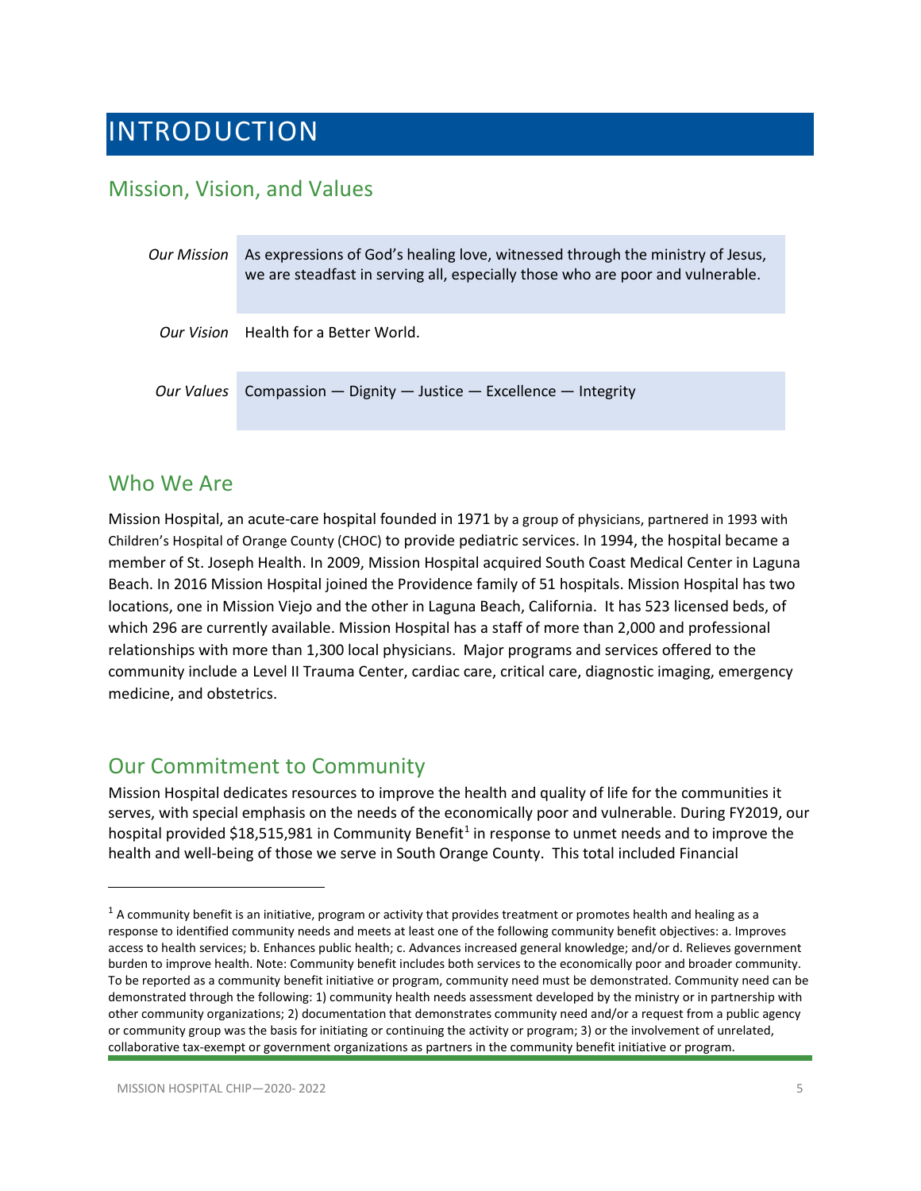# INTRODUCTION

## Mission, Vision, and Values

| | |
|---|---|
| *Our Mission* | As expressions of God's healing love, witnessed through the ministry of Jesus, we are steadfast in serving all, especially those who are poor and vulnerable. |
| *Our Vision* | Health for a Better World. |
| *Our Values* | Compassion — Dignity — Justice — Excellence — Integrity |

## Who We Are

Mission Hospital, an acute-care hospital founded in 1971 by a group of physicians, partnered in 1993 with Children's Hospital of Orange County (CHOC) to provide pediatric services. In 1994, the hospital became a member of St. Joseph Health. In 2009, Mission Hospital acquired South Coast Medical Center in Laguna Beach. In 2016 Mission Hospital joined the Providence family of 51 hospitals. Mission Hospital has two locations, one in Mission Viejo and the other in Laguna Beach, California. It has 523 licensed beds, of which 296 are currently available. Mission Hospital has a staff of more than 2,000 and professional relationships with more than 1,300 local physicians. Major programs and services offered to the community include a Level II Trauma Center, cardiac care, critical care, diagnostic imaging, emergency medicine, and obstetrics.

## Our Commitment to Community

Mission Hospital dedicates resources to improve the health and quality of life for the communities it serves, with special emphasis on the needs of the economically poor and vulnerable. During FY2019, our hospital provided $18,515,981 in Community Benefit[1] in response to unmet needs and to improve the health and well-being of those we serve in South Orange County. This total included Financial

[1] A community benefit is an initiative, program or activity that provides treatment or promotes health and healing as a response to identified community needs and meets at least one of the following community benefit objectives: a. Improves access to health services; b. Enhances public health; c. Advances increased general knowledge; and/or d. Relieves government burden to improve health. Note: Community benefit includes both services to the economically poor and broader community. To be reported as a community benefit initiative or program, community need must be demonstrated. Community need can be demonstrated through the following: 1) community health needs assessment developed by the ministry or in partnership with other community organizations; 2) documentation that demonstrates community need and/or a request from a public agency or community group was the basis for initiating or continuing the activity or program; 3) or the involvement of unrelated, collaborative tax-exempt or government organizations as partners in the community benefit initiative or program.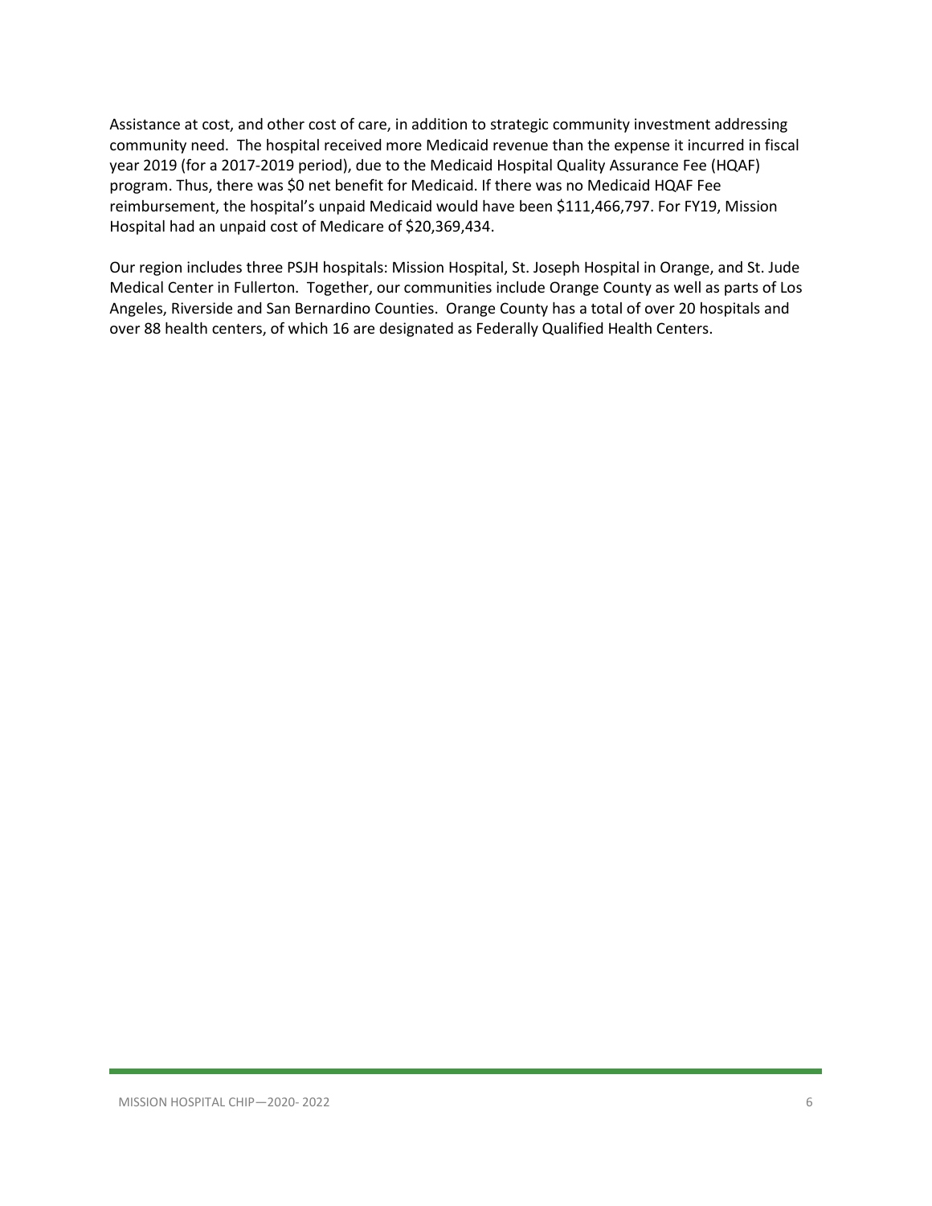Assistance at cost, and other cost of care, in addition to strategic community investment addressing community need. The hospital received more Medicaid revenue than the expense it incurred in fiscal year 2019 (for a 2017-2019 period), due to the Medicaid Hospital Quality Assurance Fee (HQAF) program. Thus, there was $0 net benefit for Medicaid. If there was no Medicaid HQAF Fee reimbursement, the hospital's unpaid Medicaid would have been $111,466,797. For FY19, Mission Hospital had an unpaid cost of Medicare of $20,369,434.

Our region includes three PSJH hospitals: Mission Hospital, St. Joseph Hospital in Orange, and St. Jude Medical Center in Fullerton. Together, our communities include Orange County as well as parts of Los Angeles, Riverside and San Bernardino Counties. Orange County has a total of over 20 hospitals and over 88 health centers, of which 16 are designated as Federally Qualified Health Centers.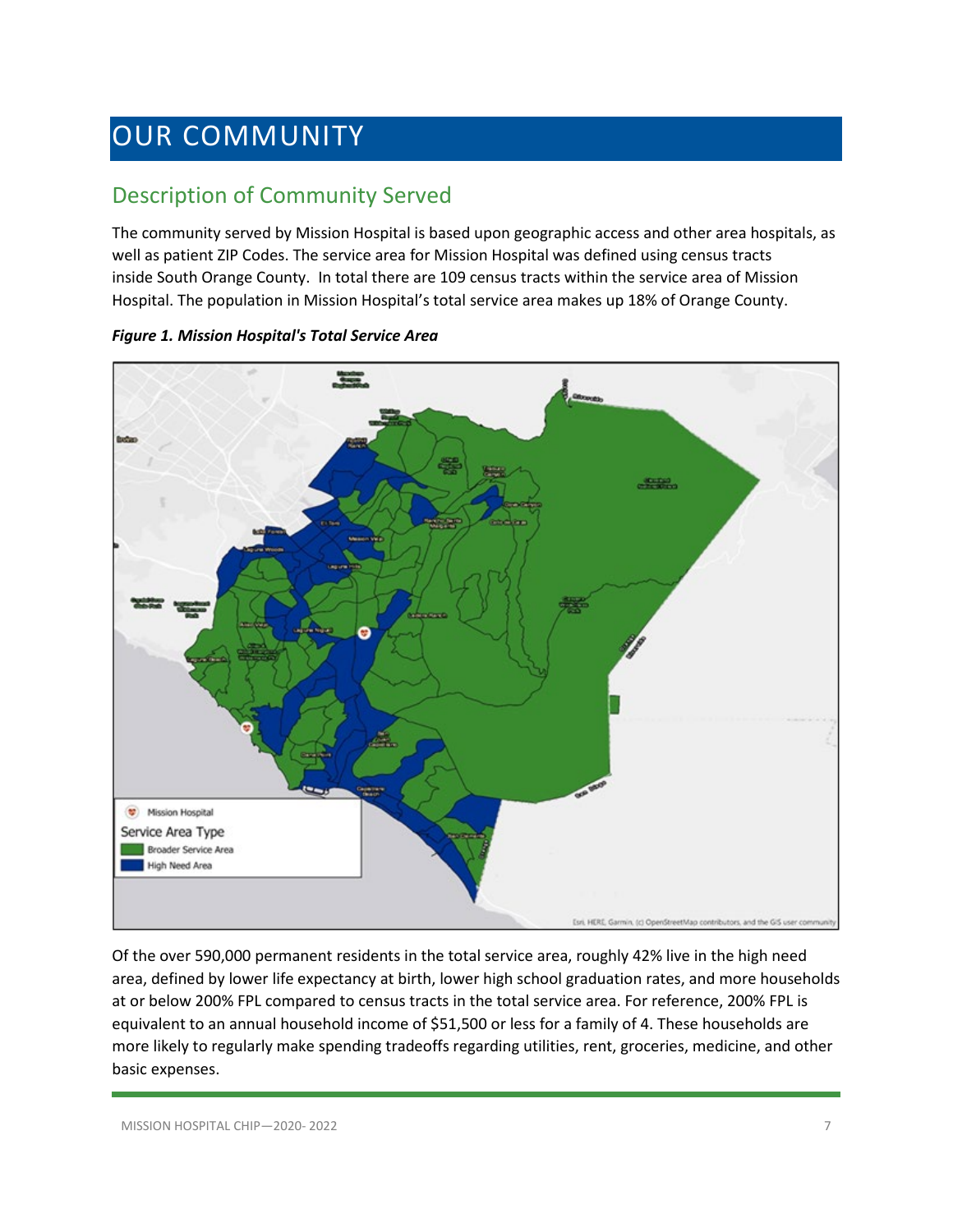# OUR COMMUNITY

## Description of Community Served

The community served by Mission Hospital is based upon geographic access and other area hospitals, as well as patient ZIP Codes. The service area for Mission Hospital was defined using census tracts inside South Orange County. In total there are 109 census tracts within the service area of Mission Hospital. The population in Mission Hospital's total service area makes up 18% of Orange County.

***Figure 1. Mission Hospital's Total Service Area***

Of the over 590,000 permanent residents in the total service area, roughly 42% live in the high need area, defined by lower life expectancy at birth, lower high school graduation rates, and more households at or below 200% FPL compared to census tracts in the total service area. For reference, 200% FPL is equivalent to an annual household income of $51,500 or less for a family of 4. These households are more likely to regularly make spending tradeoffs regarding utilities, rent, groceries, medicine, and other basic expenses.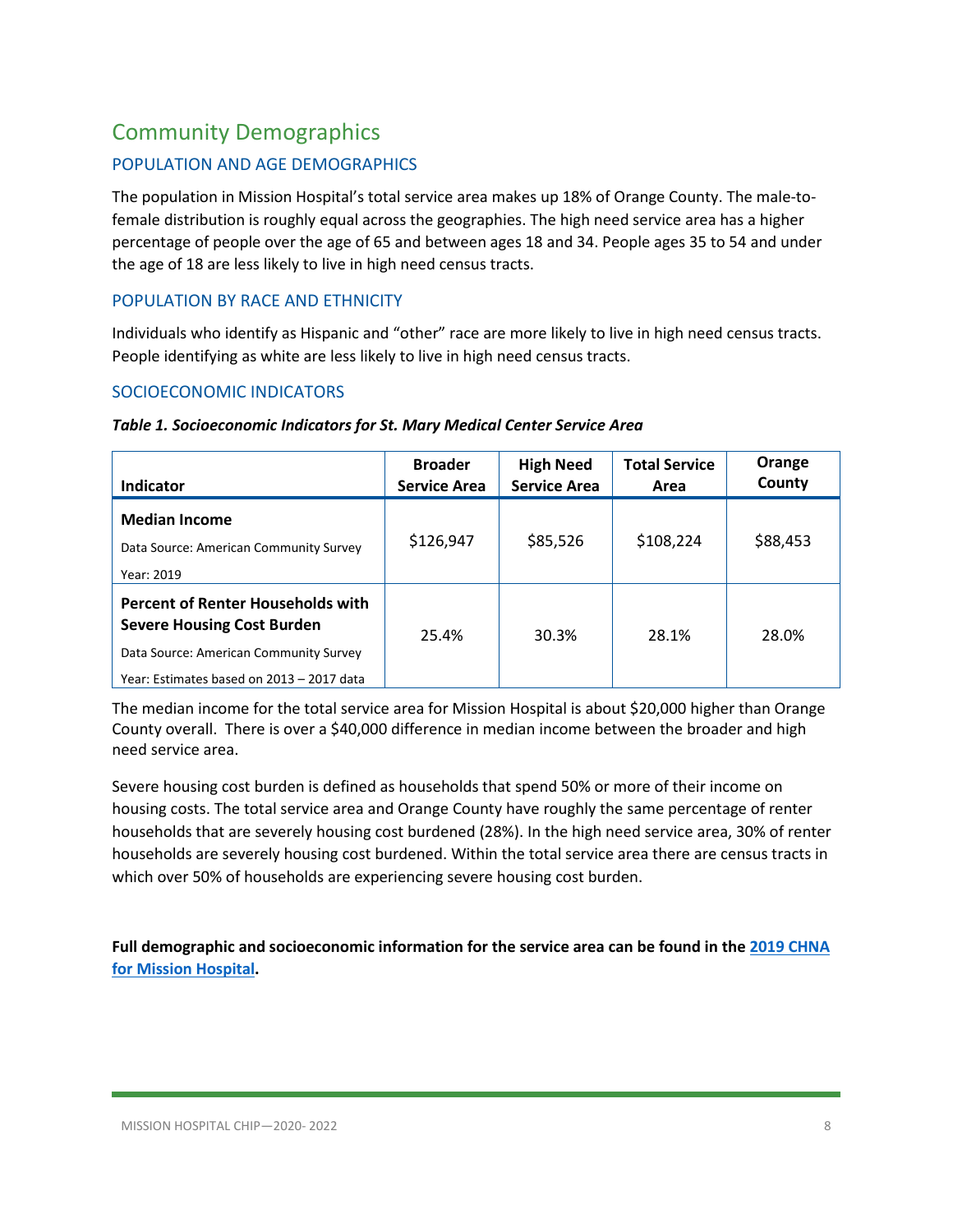# Community Demographics

## POPULATION AND AGE DEMOGRAPHICS

The population in Mission Hospital's total service area makes up 18% of Orange County. The male-to-female distribution is roughly equal across the geographies. The high need service area has a higher percentage of people over the age of 65 and between ages 18 and 34. People ages 35 to 54 and under the age of 18 are less likely to live in high need census tracts.

## POPULATION BY RACE AND ETHNICITY

Individuals who identify as Hispanic and "other" race are more likely to live in high need census tracts. People identifying as white are less likely to live in high need census tracts.

## SOCIOECONOMIC INDICATORS

***Table 1. Socioeconomic Indicators for St. Mary Medical Center Service Area***

| Indicator | Broader Service Area | High Need Service Area | Total Service Area | Orange County |
|---|---|---|---|---|
| **Median Income**<br>Data Source: American Community Survey<br>Year: 2019 | $126,947 | $85,526 | $108,224 | $88,453 |
| **Percent of Renter Households with Severe Housing Cost Burden**<br>Data Source: American Community Survey<br>Year: Estimates based on 2013 – 2017 data | 25.4% | 30.3% | 28.1% | 28.0% |

The median income for the total service area for Mission Hospital is about $20,000 higher than Orange County overall. There is over a $40,000 difference in median income between the broader and high need service area.

Severe housing cost burden is defined as households that spend 50% or more of their income on housing costs. The total service area and Orange County have roughly the same percentage of renter households that are severely housing cost burdened (28%). In the high need service area, 30% of renter households are severely housing cost burdened. Within the total service area there are census tracts in which over 50% of households are experiencing severe housing cost burden.

**Full demographic and socioeconomic information for the service area can be found in the 2019 CHNA for Mission Hospital.**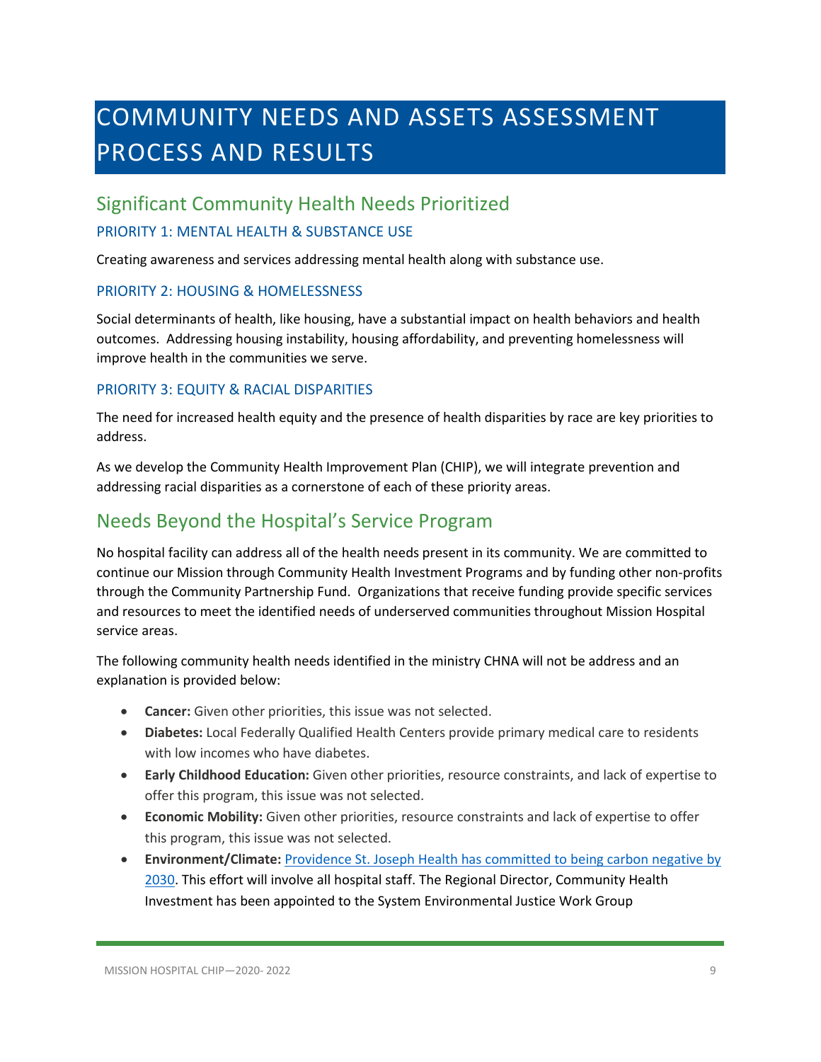# COMMUNITY NEEDS AND ASSETS ASSESSMENT PROCESS AND RESULTS

## Significant Community Health Needs Prioritized

### PRIORITY 1: MENTAL HEALTH & SUBSTANCE USE

Creating awareness and services addressing mental health along with substance use.

### PRIORITY 2: HOUSING & HOMELESSNESS

Social determinants of health, like housing, have a substantial impact on health behaviors and health outcomes. Addressing housing instability, housing affordability, and preventing homelessness will improve health in the communities we serve.

### PRIORITY 3: EQUITY & RACIAL DISPARITIES

The need for increased health equity and the presence of health disparities by race are key priorities to address.

As we develop the Community Health Improvement Plan (CHIP), we will integrate prevention and addressing racial disparities as a cornerstone of each of these priority areas.

## Needs Beyond the Hospital's Service Program

No hospital facility can address all of the health needs present in its community. We are committed to continue our Mission through Community Health Investment Programs and by funding other non-profits through the Community Partnership Fund. Organizations that receive funding provide specific services and resources to meet the identified needs of underserved communities throughout Mission Hospital service areas.

The following community health needs identified in the ministry CHNA will not be address and an explanation is provided below:

- **Cancer:** Given other priorities, this issue was not selected.
- **Diabetes:** Local Federally Qualified Health Centers provide primary medical care to residents with low incomes who have diabetes.
- **Early Childhood Education:** Given other priorities, resource constraints, and lack of expertise to offer this program, this issue was not selected.
- **Economic Mobility:** Given other priorities, resource constraints and lack of expertise to offer this program, this issue was not selected.
- **Environment/Climate:** Providence St. Joseph Health has committed to being carbon negative by 2030. This effort will involve all hospital staff. The Regional Director, Community Health Investment has been appointed to the System Environmental Justice Work Group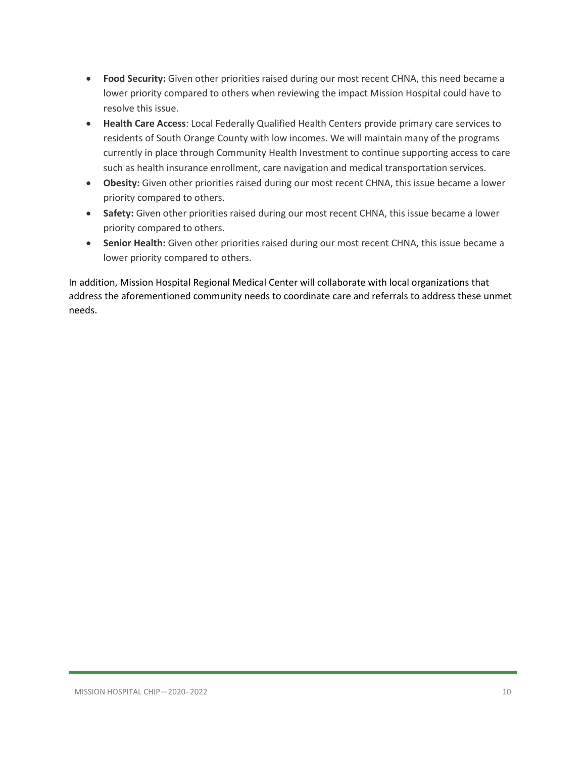- **Food Security:** Given other priorities raised during our most recent CHNA, this need became a lower priority compared to others when reviewing the impact Mission Hospital could have to resolve this issue.
- **Health Care Access**: Local Federally Qualified Health Centers provide primary care services to residents of South Orange County with low incomes. We will maintain many of the programs currently in place through Community Health Investment to continue supporting access to care such as health insurance enrollment, care navigation and medical transportation services.
- **Obesity:** Given other priorities raised during our most recent CHNA, this issue became a lower priority compared to others.
- **Safety:** Given other priorities raised during our most recent CHNA, this issue became a lower priority compared to others.
- **Senior Health:** Given other priorities raised during our most recent CHNA, this issue became a lower priority compared to others.

In addition, Mission Hospital Regional Medical Center will collaborate with local organizations that address the aforementioned community needs to coordinate care and referrals to address these unmet needs.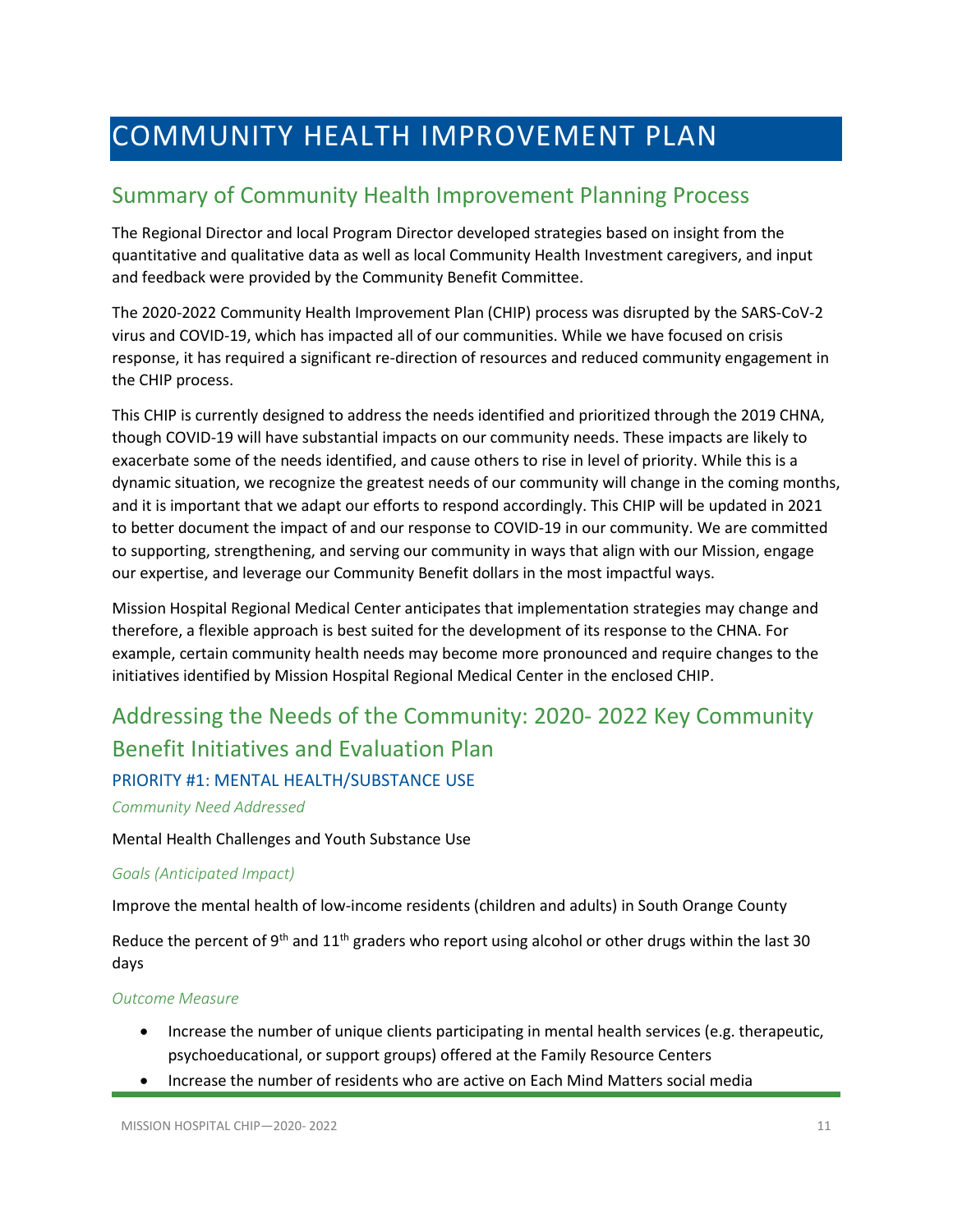# COMMUNITY HEALTH IMPROVEMENT PLAN

## Summary of Community Health Improvement Planning Process

The Regional Director and local Program Director developed strategies based on insight from the quantitative and qualitative data as well as local Community Health Investment caregivers, and input and feedback were provided by the Community Benefit Committee.

The 2020-2022 Community Health Improvement Plan (CHIP) process was disrupted by the SARS-CoV-2 virus and COVID-19, which has impacted all of our communities. While we have focused on crisis response, it has required a significant re-direction of resources and reduced community engagement in the CHIP process.

This CHIP is currently designed to address the needs identified and prioritized through the 2019 CHNA, though COVID-19 will have substantial impacts on our community needs. These impacts are likely to exacerbate some of the needs identified, and cause others to rise in level of priority. While this is a dynamic situation, we recognize the greatest needs of our community will change in the coming months, and it is important that we adapt our efforts to respond accordingly. This CHIP will be updated in 2021 to better document the impact of and our response to COVID-19 in our community. We are committed to supporting, strengthening, and serving our community in ways that align with our Mission, engage our expertise, and leverage our Community Benefit dollars in the most impactful ways.

Mission Hospital Regional Medical Center anticipates that implementation strategies may change and therefore, a flexible approach is best suited for the development of its response to the CHNA. For example, certain community health needs may become more pronounced and require changes to the initiatives identified by Mission Hospital Regional Medical Center in the enclosed CHIP.

## Addressing the Needs of the Community: 2020- 2022 Key Community Benefit Initiatives and Evaluation Plan

### PRIORITY #1: MENTAL HEALTH/SUBSTANCE USE

*Community Need Addressed*

Mental Health Challenges and Youth Substance Use

*Goals (Anticipated Impact)*

Improve the mental health of low-income residents (children and adults) in South Orange County

Reduce the percent of 9th and 11th graders who report using alcohol or other drugs within the last 30 days

*Outcome Measure*

- Increase the number of unique clients participating in mental health services (e.g. therapeutic, psychoeducational, or support groups) offered at the Family Resource Centers
- Increase the number of residents who are active on Each Mind Matters social media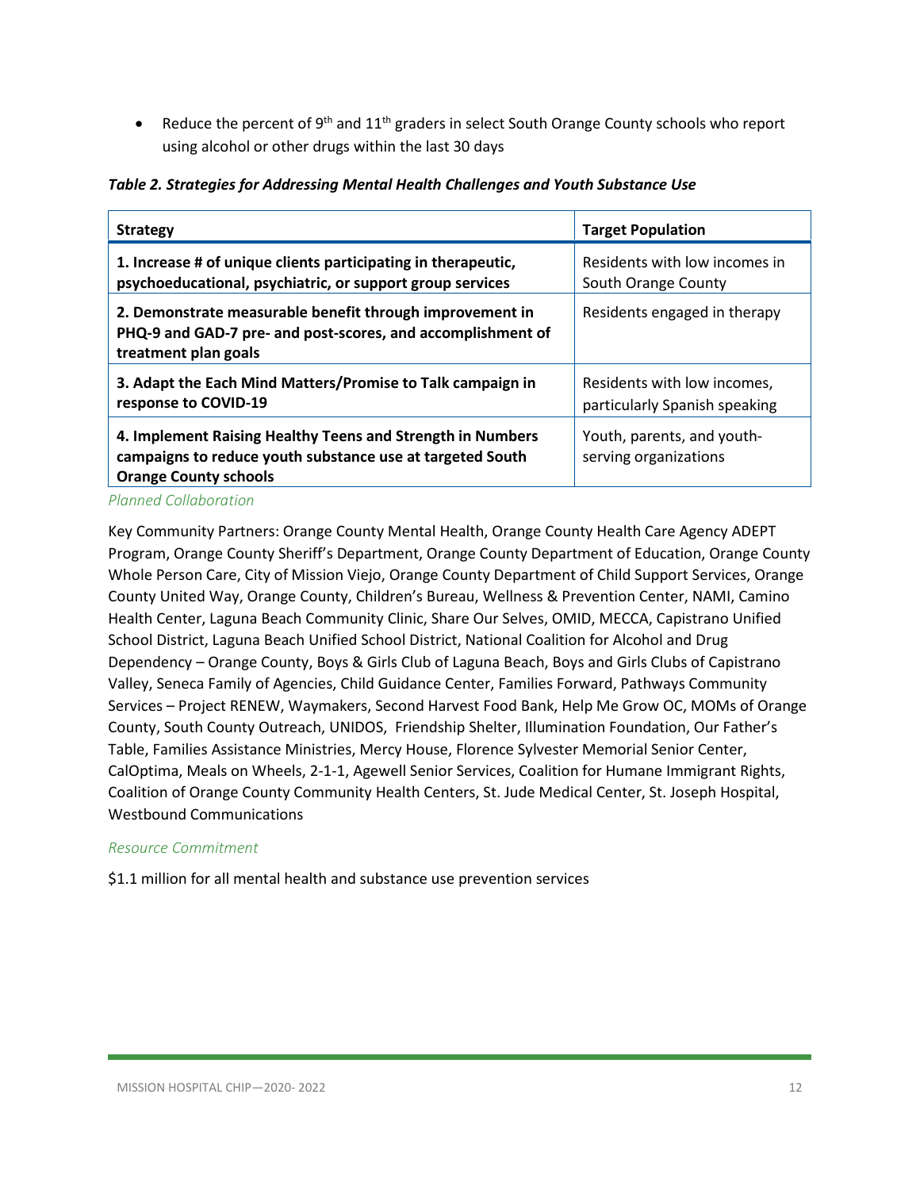- Reduce the percent of 9th and 11th graders in select South Orange County schools who report using alcohol or other drugs within the last 30 days

***Table 2. Strategies for Addressing Mental Health Challenges and Youth Substance Use***

| Strategy | Target Population |
|---|---|
| **1. Increase # of unique clients participating in therapeutic, psychoeducational, psychiatric, or support group services** | Residents with low incomes in South Orange County |
| **2. Demonstrate measurable benefit through improvement in PHQ-9 and GAD-7 pre- and post-scores, and accomplishment of treatment plan goals** | Residents engaged in therapy |
| **3. Adapt the Each Mind Matters/Promise to Talk campaign in response to COVID-19** | Residents with low incomes, particularly Spanish speaking |
| **4. Implement Raising Healthy Teens and Strength in Numbers campaigns to reduce youth substance use at targeted South Orange County schools** | Youth, parents, and youth-serving organizations |

*Planned Collaboration*

Key Community Partners: Orange County Mental Health, Orange County Health Care Agency ADEPT Program, Orange County Sheriff's Department, Orange County Department of Education, Orange County Whole Person Care, City of Mission Viejo, Orange County Department of Child Support Services, Orange County United Way, Orange County, Children's Bureau, Wellness & Prevention Center, NAMI, Camino Health Center, Laguna Beach Community Clinic, Share Our Selves, OMID, MECCA, Capistrano Unified School District, Laguna Beach Unified School District, National Coalition for Alcohol and Drug Dependency – Orange County, Boys & Girls Club of Laguna Beach, Boys and Girls Clubs of Capistrano Valley, Seneca Family of Agencies, Child Guidance Center, Families Forward, Pathways Community Services – Project RENEW, Waymakers, Second Harvest Food Bank, Help Me Grow OC, MOMs of Orange County, South County Outreach, UNIDOS, Friendship Shelter, Illumination Foundation, Our Father's Table, Families Assistance Ministries, Mercy House, Florence Sylvester Memorial Senior Center, CalOptima, Meals on Wheels, 2-1-1, Agewell Senior Services, Coalition for Humane Immigrant Rights, Coalition of Orange County Community Health Centers, St. Jude Medical Center, St. Joseph Hospital, Westbound Communications

*Resource Commitment*

$1.1 million for all mental health and substance use prevention services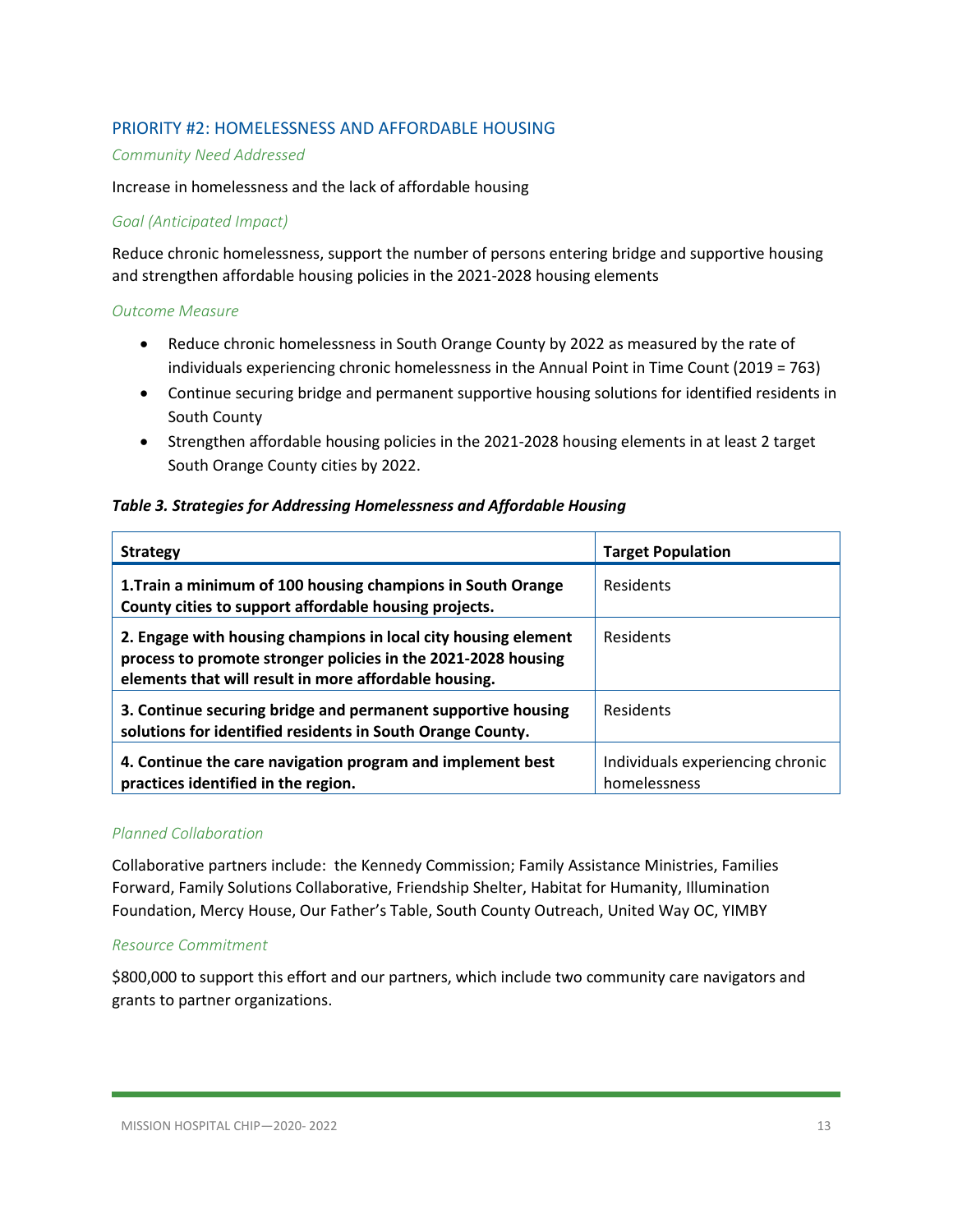## PRIORITY #2: HOMELESSNESS AND AFFORDABLE HOUSING

*Community Need Addressed*

Increase in homelessness and the lack of affordable housing

*Goal (Anticipated Impact)*

Reduce chronic homelessness, support the number of persons entering bridge and supportive housing and strengthen affordable housing policies in the 2021-2028 housing elements

*Outcome Measure*

- Reduce chronic homelessness in South Orange County by 2022 as measured by the rate of individuals experiencing chronic homelessness in the Annual Point in Time Count (2019 = 763)
- Continue securing bridge and permanent supportive housing solutions for identified residents in South County
- Strengthen affordable housing policies in the 2021-2028 housing elements in at least 2 target South Orange County cities by 2022.

***Table 3. Strategies for Addressing Homelessness and Affordable Housing***

| Strategy | Target Population |
|---|---|
| **1.Train a minimum of 100 housing champions in South Orange County cities to support affordable housing projects.** | Residents |
| **2. Engage with housing champions in local city housing element process to promote stronger policies in the 2021-2028 housing elements that will result in more affordable housing.** | Residents |
| **3. Continue securing bridge and permanent supportive housing solutions for identified residents in South Orange County.** | Residents |
| **4. Continue the care navigation program and implement best practices identified in the region.** | Individuals experiencing chronic homelessness |

*Planned Collaboration*

Collaborative partners include: the Kennedy Commission; Family Assistance Ministries, Families Forward, Family Solutions Collaborative, Friendship Shelter, Habitat for Humanity, Illumination Foundation, Mercy House, Our Father's Table, South County Outreach, United Way OC, YIMBY

*Resource Commitment*

$800,000 to support this effort and our partners, which include two community care navigators and grants to partner organizations.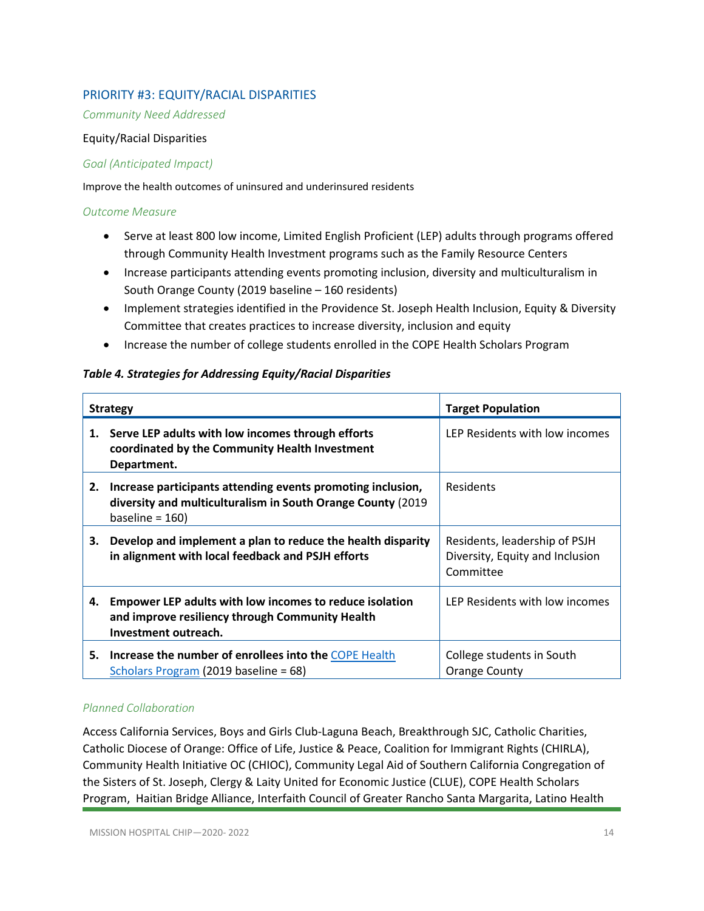## PRIORITY #3: EQUITY/RACIAL DISPARITIES

*Community Need Addressed*

Equity/Racial Disparities

*Goal (Anticipated Impact)*

Improve the health outcomes of uninsured and underinsured residents

*Outcome Measure*

- Serve at least 800 low income, Limited English Proficient (LEP) adults through programs offered through Community Health Investment programs such as the Family Resource Centers
- Increase participants attending events promoting inclusion, diversity and multiculturalism in South Orange County (2019 baseline – 160 residents)
- Implement strategies identified in the Providence St. Joseph Health Inclusion, Equity & Diversity Committee that creates practices to increase diversity, inclusion and equity
- Increase the number of college students enrolled in the COPE Health Scholars Program

***Table 4. Strategies for Addressing Equity/Racial Disparities***

| Strategy | Target Population |
|---|---|
| 1. **Serve LEP adults with low incomes through efforts coordinated by the Community Health Investment Department.** | LEP Residents with low incomes |
| 2. **Increase participants attending events promoting inclusion, diversity and multiculturalism in South Orange County** (2019 baseline = 160) | Residents |
| 3. **Develop and implement a plan to reduce the health disparity in alignment with local feedback and PSJH efforts** | Residents, leadership of PSJH Diversity, Equity and Inclusion Committee |
| 4. **Empower LEP adults with low incomes to reduce isolation and improve resiliency through Community Health Investment outreach.** | LEP Residents with low incomes |
| 5. **Increase the number of enrollees into the** COPE Health Scholars Program (2019 baseline = 68) | College students in South Orange County |

*Planned Collaboration*

Access California Services, Boys and Girls Club-Laguna Beach, Breakthrough SJC, Catholic Charities, Catholic Diocese of Orange: Office of Life, Justice & Peace, Coalition for Immigrant Rights (CHIRLA), Community Health Initiative OC (CHIOC), Community Legal Aid of Southern California Congregation of the Sisters of St. Joseph, Clergy & Laity United for Economic Justice (CLUE), COPE Health Scholars Program, Haitian Bridge Alliance, Interfaith Council of Greater Rancho Santa Margarita, Latino Health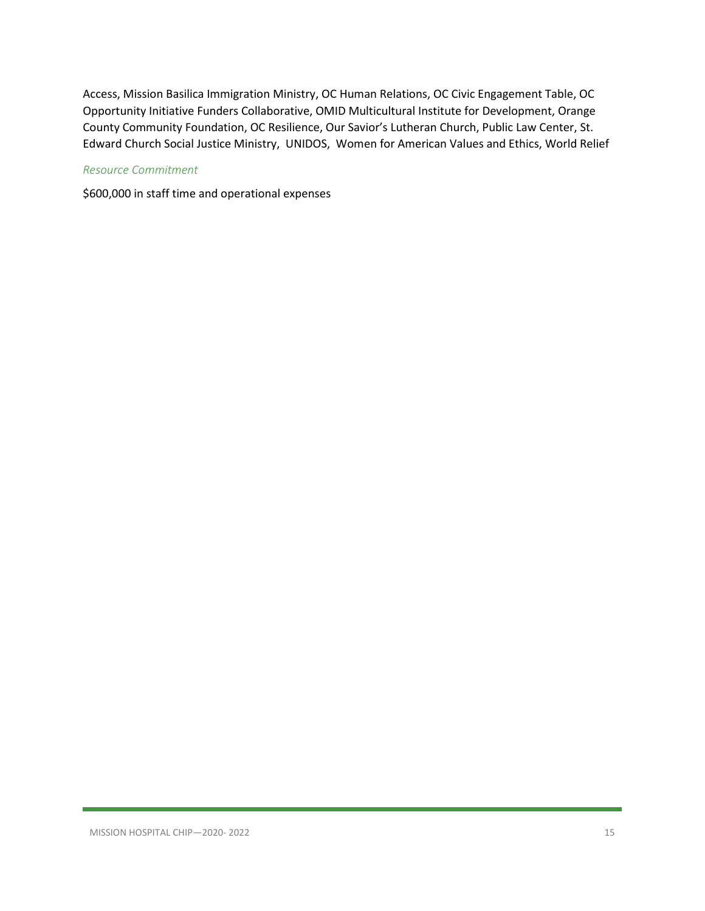Access, Mission Basilica Immigration Ministry, OC Human Relations, OC Civic Engagement Table, OC Opportunity Initiative Funders Collaborative, OMID Multicultural Institute for Development, Orange County Community Foundation, OC Resilience, Our Savior's Lutheran Church, Public Law Center, St. Edward Church Social Justice Ministry, UNIDOS, Women for American Values and Ethics, World Relief

*Resource Commitment*

$600,000 in staff time and operational expenses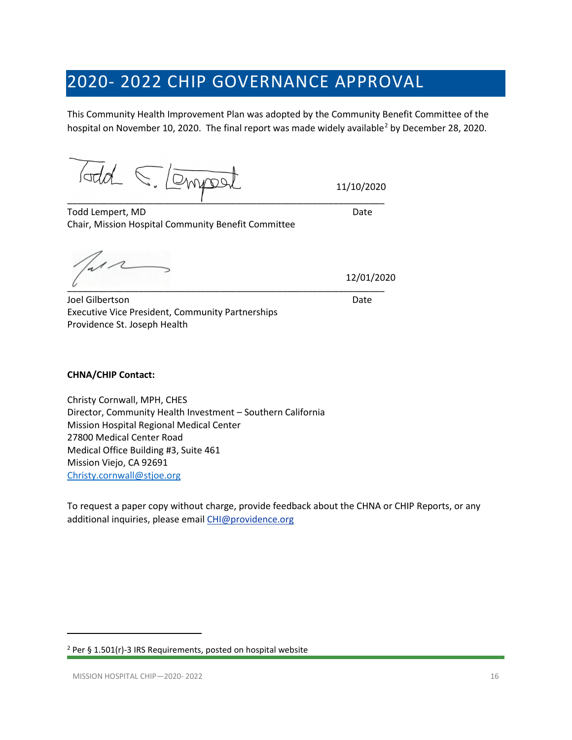# 2020- 2022 CHIP GOVERNANCE APPROVAL

This Community Health Improvement Plan was adopted by the Community Benefit Committee of the hospital on November 10, 2020. The final report was made widely available[2] by December 28, 2020.

_____________________________________________ 11/10/2020

Todd Lempert, MD  
Chair, Mission Hospital Community Benefit Committee

Date

_____________________________________________ 12/01/2020

Joel Gilbertson  
Executive Vice President, Community Partnerships  
Providence St. Joseph Health

Date

**CHNA/CHIP Contact:**

Christy Cornwall, MPH, CHES  
Director, Community Health Investment – Southern California  
Mission Hospital Regional Medical Center  
27800 Medical Center Road  
Medical Office Building #3, Suite 461  
Mission Viejo, CA 92691  
Christy.cornwall@stjoe.org

To request a paper copy without charge, provide feedback about the CHNA or CHIP Reports, or any additional inquiries, please email CHI@providence.org

[2] Per § 1.501(r)-3 IRS Requirements, posted on hospital website